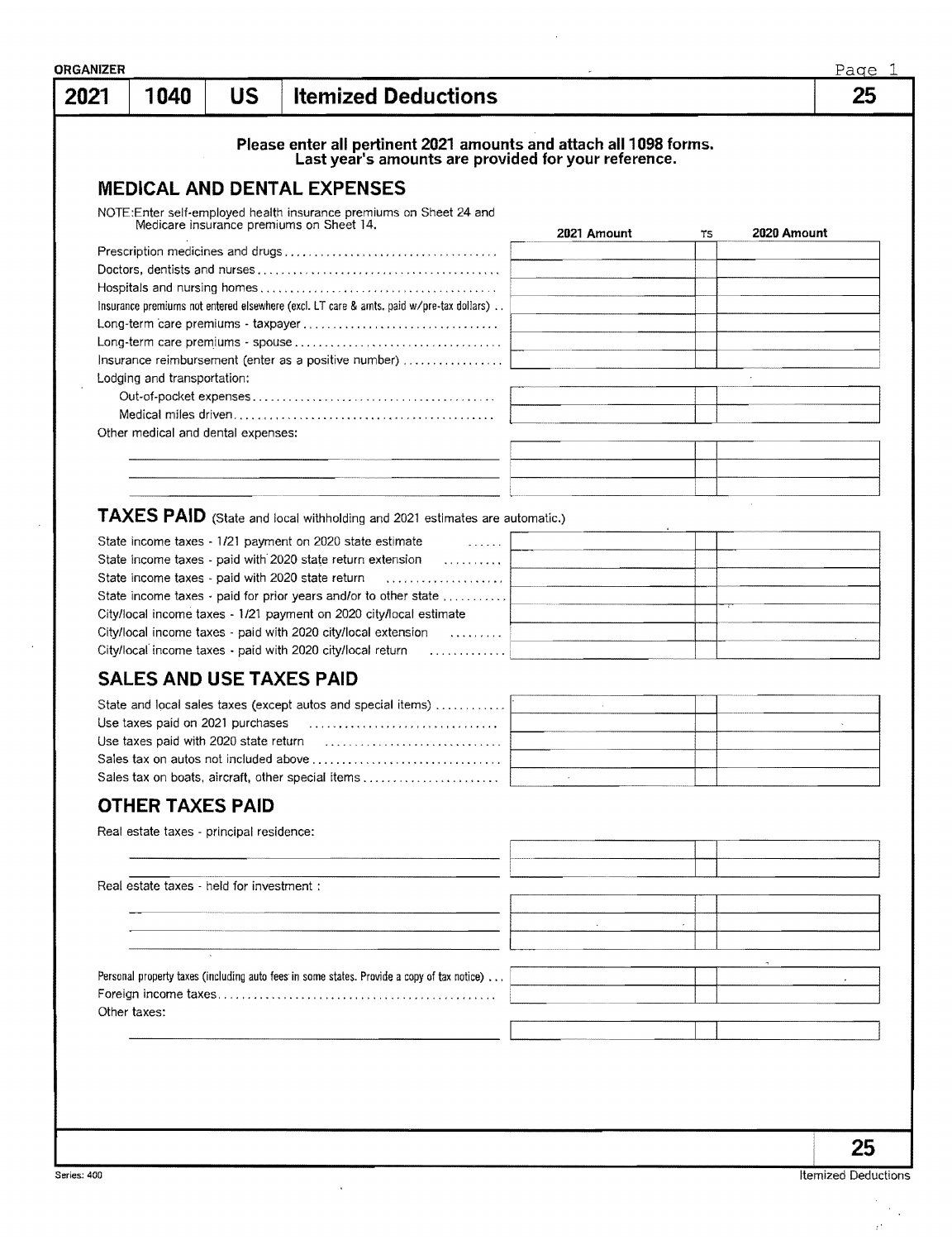ORGANIZER

| 2021 | 1040 | US | Itemized Deductions | 25 |
|---|---|---|---|---|

**Please enter all pertinent 2021 amounts and attach all 1098 forms.**
**Last year's amounts are provided for your reference.**

## MEDICAL AND DENTAL EXPENSES

NOTE: Enter self-employed health insurance premiums on Sheet 24 and Medicare insurance premiums on Sheet 14.

| | 2021 Amount | TS | 2020 Amount |
|---|---|---|---|
| Prescription medicines and drugs | | | |
| Doctors, dentists and nurses | | | |
| Hospitals and nursing homes | | | |
| Insurance premiums not entered elsewhere (excl. LT care & amts. paid w/pre-tax dollars) | | | |
| Long-term care premiums - taxpayer | | | |
| Long-term care premiums - spouse | | | |
| Insurance reimbursement (enter as a positive number) | | | |
| Lodging and transportation: | | | |
| Out-of-pocket expenses | | | |
| Medical miles driven | | | |
| Other medical and dental expenses: | | | |
| | | | |
| | | | |
| | | | |

## TAXES PAID (State and local withholding and 2021 estimates are automatic.)

| | 2021 Amount | TS | 2020 Amount |
|---|---|---|---|
| State income taxes - 1/21 payment on 2020 state estimate | | | |
| State income taxes - paid with 2020 state return extension | | | |
| State income taxes - paid with 2020 state return | | | |
| State income taxes - paid for prior years and/or to other state | | | |
| City/local income taxes - 1/21 payment on 2020 city/local estimate | | | |
| City/local income taxes - paid with 2020 city/local extension | | | |
| City/local income taxes - paid with 2020 city/local return | | | |

## SALES AND USE TAXES PAID

| | 2021 Amount | TS | 2020 Amount |
|---|---|---|---|
| State and local sales taxes (except autos and special items) | | | |
| Use taxes paid on 2021 purchases | | | |
| Use taxes paid with 2020 state return | | | |
| Sales tax on autos not included above | | | |
| Sales tax on boats, aircraft, other special items | | | |

## OTHER TAXES PAID

| | 2021 Amount | TS | 2020 Amount |
|---|---|---|---|
| Real estate taxes - principal residence: | | | |
| | | | |
| | | | |
| Real estate taxes - held for investment : | | | |
| | | | |
| | | | |
| | | | |
| Personal property taxes (including auto fees in some states. Provide a copy of tax notice) | | | |
| Foreign income taxes | | | |
| Other taxes: | | | |
| | | | |

Series: 400

Itemized Deductions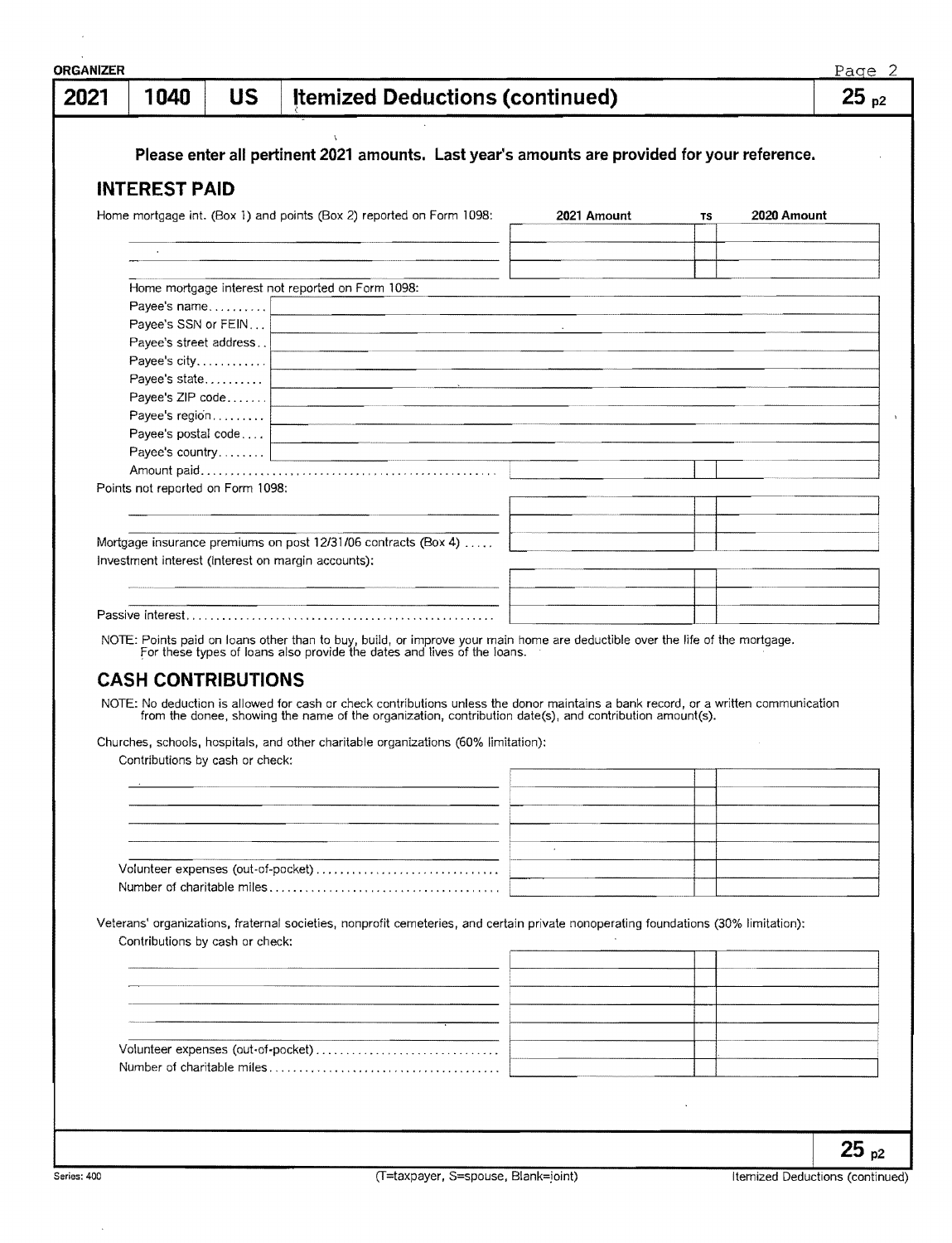**ORGANIZER**

# 2021 | 1040 | US | Itemized Deductions (continued) | 25 p2

**Please enter all pertinent 2021 amounts. Last year's amounts are provided for your reference.**

## INTEREST PAID

| Home mortgage int. (Box 1) and points (Box 2) reported on Form 1098: | 2021 Amount | TS | 2020 Amount |
|---|---|---|---|
| | | | |
| | | | |

Home mortgage interest not reported on Form 1098:

| | |
|---|---|
| Payee's name.......... | |
| Payee's SSN or FEIN... | |
| Payee's street address.. | |
| Payee's city............ | |
| Payee's state........... | |
| Payee's ZIP code....... | |
| Payee's region......... | |
| Payee's postal code.... | |
| Payee's country........ | |

| | 2021 Amount | TS | 2020 Amount |
|---|---|---|---|
| Amount paid.................................................. | | | |
| Points not reported on Form 1098: | | | |
| | | | |
| | | | |
| Mortgage insurance premiums on post 12/31/06 contracts (Box 4) ..... | | | |
| Investment interest (interest on margin accounts): | | | |
| | | | |
| | | | |
| Passive interest.................................................. | | | |

NOTE: Points paid on loans other than to buy, build, or improve your main home are deductible over the life of the mortgage. For these types of loans also provide the dates and lives of the loans.

## CASH CONTRIBUTIONS

NOTE: No deduction is allowed for cash or check contributions unless the donor maintains a bank record, or a written communication from the donee, showing the name of the organization, contribution date(s), and contribution amount(s).

Churches, schools, hospitals, and other charitable organizations (60% limitation):

| Contributions by cash or check: | 2021 Amount | TS | 2020 Amount |
|---|---|---|---|
| | | | |
| | | | |
| | | | |
| | | | |
| | | | |
| Volunteer expenses (out-of-pocket).............................. | | | |
| Number of charitable miles...................................... | | | |

Veterans' organizations, fraternal societies, nonprofit cemeteries, and certain private nonoperating foundations (30% limitation):

| Contributions by cash or check: | 2021 Amount | TS | 2020 Amount |
|---|---|---|---|
| | | | |
| | | | |
| | | | |
| | | | |
| | | | |
| Volunteer expenses (out-of-pocket).............................. | | | |
| Number of charitable miles...................................... | | | |

(T=taxpayer, S=spouse, Blank=joint)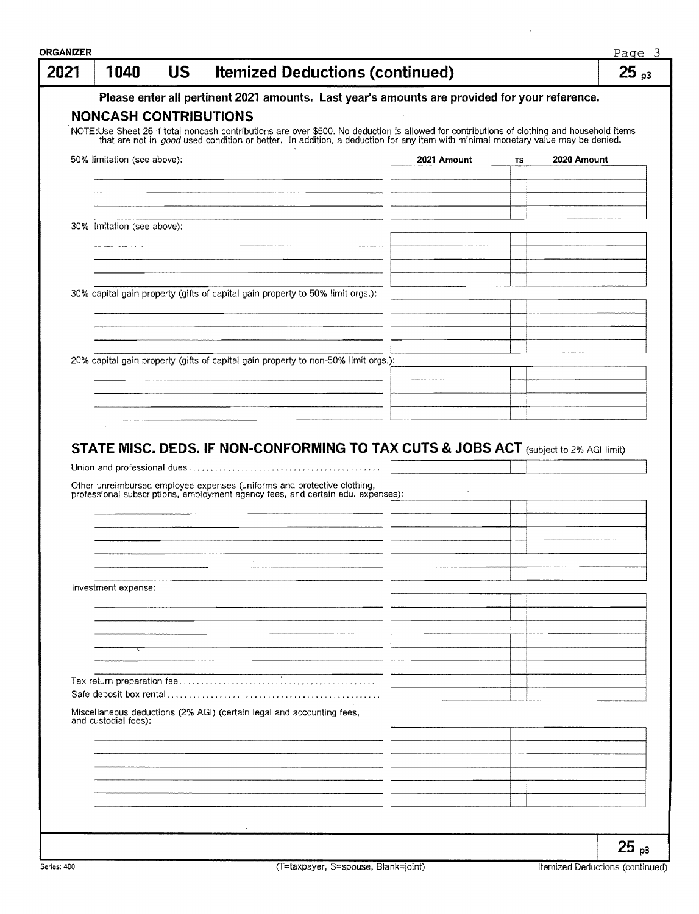ORGANIZER

# 2021 | 1040 | US | Itemized Deductions (continued) | 25 p3

**Please enter all pertinent 2021 amounts. Last year's amounts are provided for your reference.**

## NONCASH CONTRIBUTIONS

NOTE:Use Sheet 26 if total noncash contributions are over $500. No deduction is allowed for contributions of clothing and household items that are not in *good* used condition or better. In addition, a deduction for any item with minimal monetary value may be denied.

| 50% limitation (see above): | 2021 Amount | TS | 2020 Amount |
|---|---|---|---|
| | | | |
| | | | |
| | | | |

| 30% limitation (see above): | 2021 Amount | TS | 2020 Amount |
|---|---|---|---|
| | | | |
| | | | |
| | | | |

| 30% capital gain property (gifts of capital gain property to 50% limit orgs.): | 2021 Amount | TS | 2020 Amount |
|---|---|---|---|
| | | | |
| | | | |
| | | | |

| 20% capital gain property (gifts of capital gain property to non-50% limit orgs.): | 2021 Amount | TS | 2020 Amount |
|---|---|---|---|
| | | | |
| | | | |
| | | | |

## STATE MISC. DEDS. IF NON-CONFORMING TO TAX CUTS & JOBS ACT (subject to 2% AGI limit)

| | 2021 Amount | TS | 2020 Amount |
|---|---|---|---|
| Union and professional dues | | | |

| Other unreimbursed employee expenses (uniforms and protective clothing, professional subscriptions, employment agency fees, and certain edu. expenses): | 2021 Amount | TS | 2020 Amount |
|---|---|---|---|
| | | | |
| | | | |
| | | | |
| | | | |
| | | | |

| Investment expense: | 2021 Amount | TS | 2020 Amount |
|---|---|---|---|
| | | | |
| | | | |
| | | | |
| | | | |
| | | | |

| | 2021 Amount | TS | 2020 Amount |
|---|---|---|---|
| Tax return preparation fee | | | |
| Safe deposit box rental | | | |

| Miscellaneous deductions (2% AGI) (certain legal and accounting fees, and custodial fees): | 2021 Amount | TS | 2020 Amount |
|---|---|---|---|
| | | | |
| | | | |
| | | | |
| | | | |
| | | | |

Series: 400

(T=taxpayer, S=spouse, Blank=joint)

Itemized Deductions (continued)